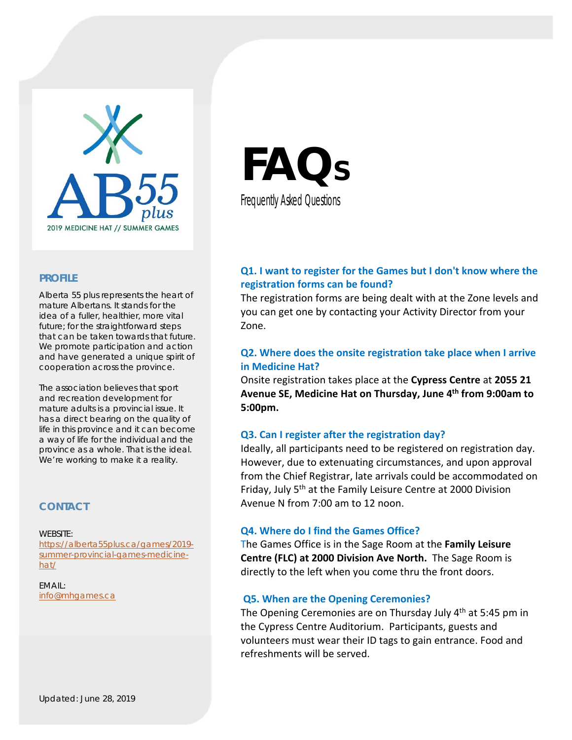AB55 plus

2019 MEDICINE HAT // SUMMER GAMES

# FAQs

Frequently Asked Questions

## PROFILE

Alberta 55 plus represents the heart of mature Albertans. It stands for the idea of a fuller, healthier, more vital future; for the straightforward steps that can be taken towards that future. We promote participation and action and have generated a unique spirit of cooperation across the province.

The association believes that sport and recreation development for mature adults is a provincial issue. It has a direct bearing on the quality of life in this province and it can become a way of life for the individual and the province as a whole. That is the ideal. We're working to make it a reality.

## CONTACT

WEBSITE:
[https://alberta55plus.ca/games/2019-summer-provincial-games-medicine-hat/](https://alberta55plus.ca/games/2019-summer-provincial-games-medicine-hat/)

EMAIL:
[info@mhgames.ca](mailto:info@mhgames.ca)

Updated: June 28, 2019

### Q1. I want to register for the Games but I don't know where the registration forms can be found?

The registration forms are being dealt with at the Zone levels and you can get one by contacting your Activity Director from your Zone.

### Q2. Where does the onsite registration take place when I arrive in Medicine Hat?

Onsite registration takes place at the **Cypress Centre** at **2055 21 Avenue SE, Medicine Hat on Thursday, June 4th from 9:00am to 5:00pm.**

### Q3. Can I register after the registration day?

Ideally, all participants need to be registered on registration day. However, due to extenuating circumstances, and upon approval from the Chief Registrar, late arrivals could be accommodated on Friday, July 5th at the Family Leisure Centre at 2000 Division Avenue N from 7:00 am to 12 noon.

### Q4. Where do I find the Games Office?

The Games Office is in the Sage Room at the **Family Leisure Centre (FLC) at 2000 Division Ave North.** The Sage Room is directly to the left when you come thru the front doors.

### Q5. When are the Opening Ceremonies?

The Opening Ceremonies are on Thursday July 4th at 5:45 pm in the Cypress Centre Auditorium. Participants, guests and volunteers must wear their ID tags to gain entrance. Food and refreshments will be served.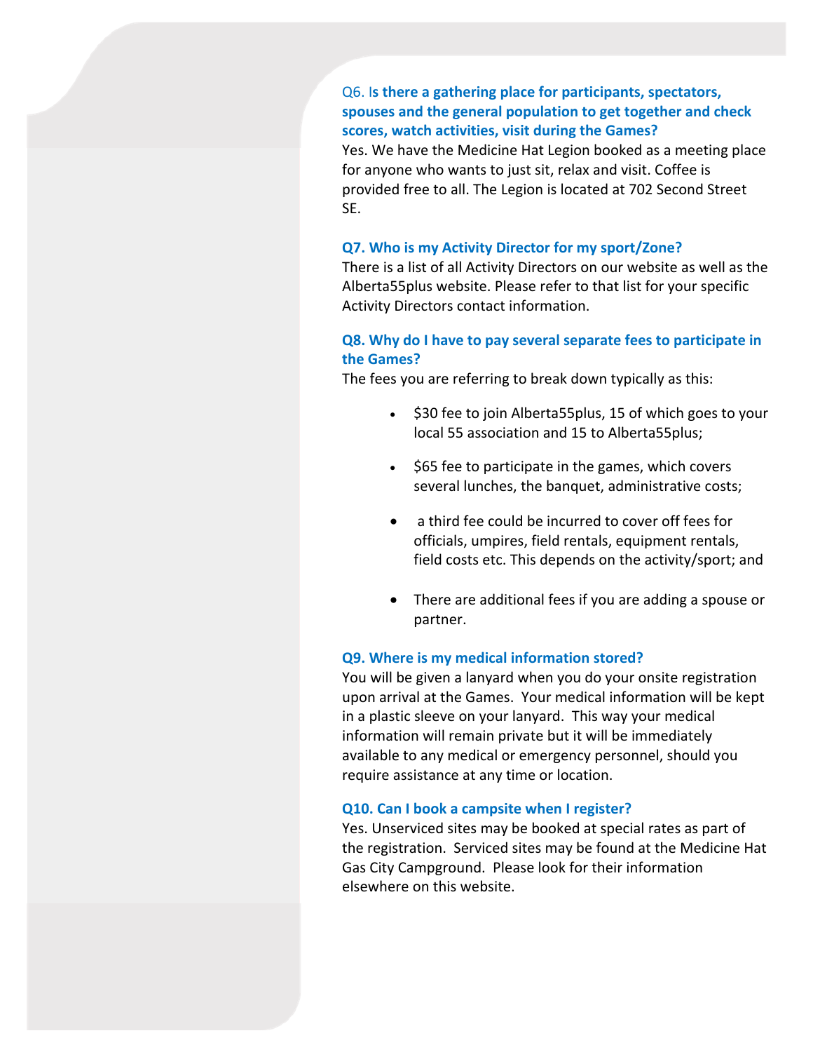**Q6. Is there a gathering place for participants, spectators, spouses and the general population to get together and check scores, watch activities, visit during the Games?**

Yes. We have the Medicine Hat Legion booked as a meeting place for anyone who wants to just sit, relax and visit. Coffee is provided free to all. The Legion is located at 702 Second Street SE.

**Q7. Who is my Activity Director for my sport/Zone?**

There is a list of all Activity Directors on our website as well as the Alberta55plus website. Please refer to that list for your specific Activity Directors contact information.

**Q8. Why do I have to pay several separate fees to participate in the Games?**

The fees you are referring to break down typically as this:

- $30 fee to join Alberta55plus, 15 of which goes to your local 55 association and 15 to Alberta55plus;
- $65 fee to participate in the games, which covers several lunches, the banquet, administrative costs;
- a third fee could be incurred to cover off fees for officials, umpires, field rentals, equipment rentals, field costs etc. This depends on the activity/sport; and
- There are additional fees if you are adding a spouse or partner.

**Q9. Where is my medical information stored?**

You will be given a lanyard when you do your onsite registration upon arrival at the Games. Your medical information will be kept in a plastic sleeve on your lanyard. This way your medical information will remain private but it will be immediately available to any medical or emergency personnel, should you require assistance at any time or location.

**Q10. Can I book a campsite when I register?**

Yes. Unserviced sites may be booked at special rates as part of the registration. Serviced sites may be found at the Medicine Hat Gas City Campground. Please look for their information elsewhere on this website.